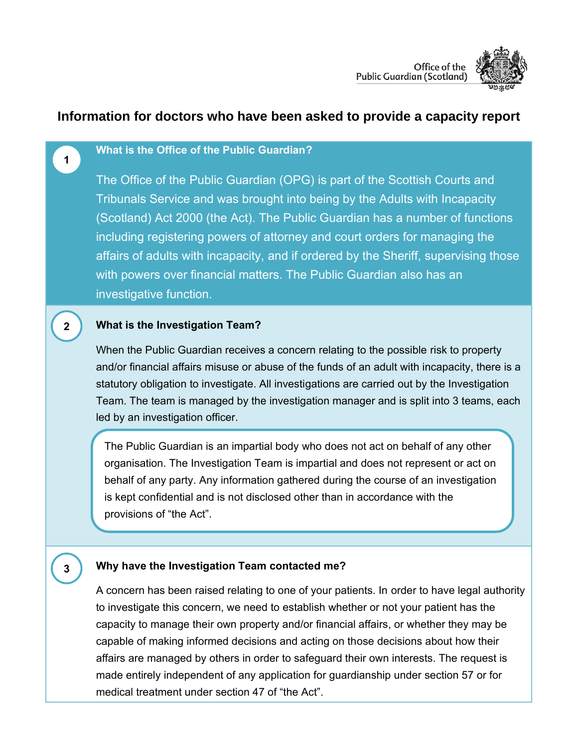Office of the Public Guardian (Scotland)

# Information for doctors who have been asked to provide a capacity report

## 1 What is the Office of the Public Guardian?

The Office of the Public Guardian (OPG) is part of the Scottish Courts and Tribunals Service and was brought into being by the Adults with Incapacity (Scotland) Act 2000 (the Act). The Public Guardian has a number of functions including registering powers of attorney and court orders for managing the affairs of adults with incapacity, and if ordered by the Sheriff, supervising those with powers over financial matters. The Public Guardian also has an investigative function.

## 2 What is the Investigation Team?

When the Public Guardian receives a concern relating to the possible risk to property and/or financial affairs misuse or abuse of the funds of an adult with incapacity, there is a statutory obligation to investigate. All investigations are carried out by the Investigation Team. The team is managed by the investigation manager and is split into 3 teams, each led by an investigation officer.

> The Public Guardian is an impartial body who does not act on behalf of any other organisation. The Investigation Team is impartial and does not represent or act on behalf of any party. Any information gathered during the course of an investigation is kept confidential and is not disclosed other than in accordance with the provisions of "the Act".

## 3 Why have the Investigation Team contacted me?

A concern has been raised relating to one of your patients. In order to have legal authority to investigate this concern, we need to establish whether or not your patient has the capacity to manage their own property and/or financial affairs, or whether they may be capable of making informed decisions and acting on those decisions about how their affairs are managed by others in order to safeguard their own interests. The request is made entirely independent of any application for guardianship under section 57 or for medical treatment under section 47 of "the Act".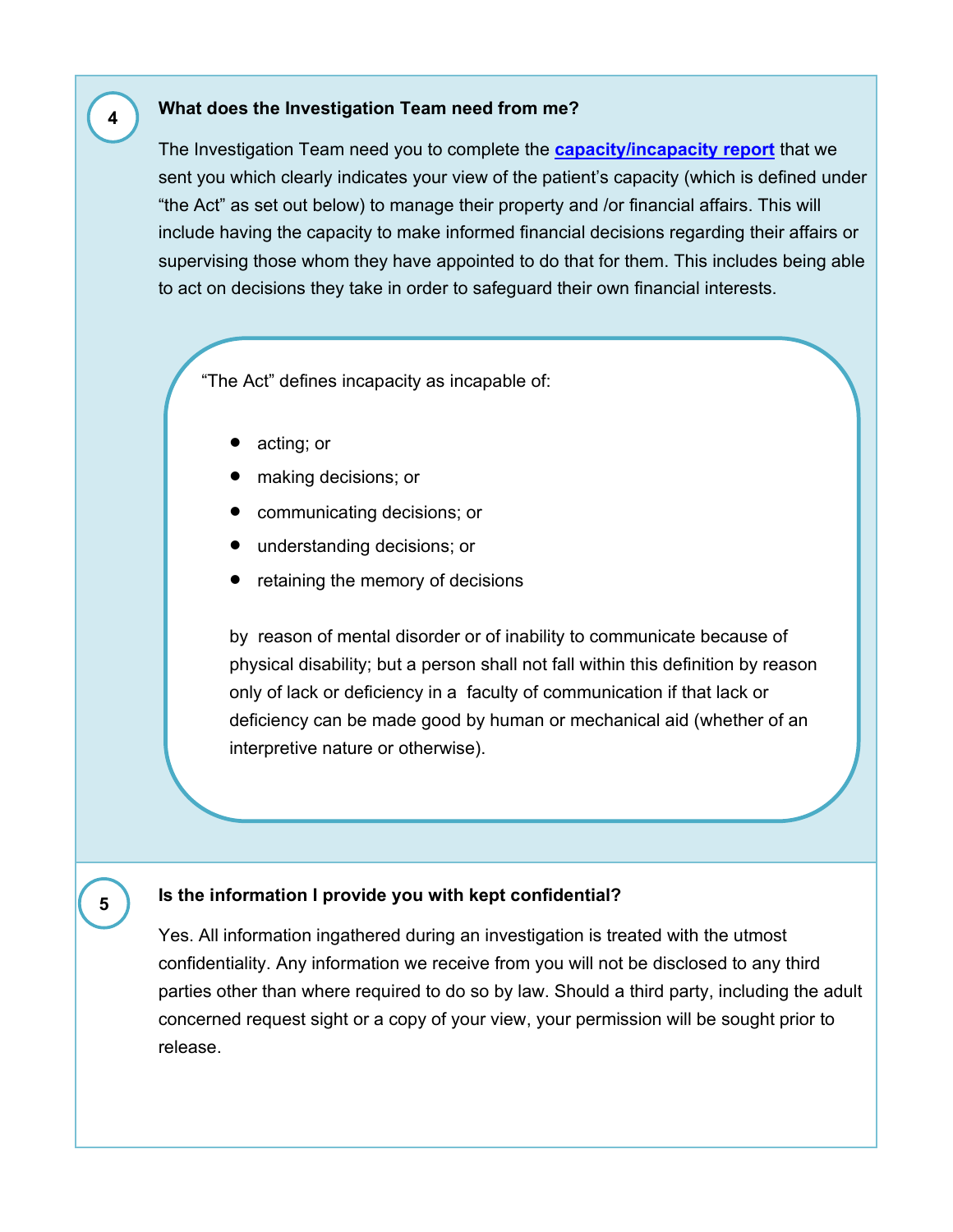## 4 What does the Investigation Team need from me?

The Investigation Team need you to complete the **capacity/incapacity report** that we sent you which clearly indicates your view of the patient's capacity (which is defined under "the Act" as set out below) to manage their property and /or financial affairs. This will include having the capacity to make informed financial decisions regarding their affairs or supervising those whom they have appointed to do that for them. This includes being able to act on decisions they take in order to safeguard their own financial interests.

> "The Act" defines incapacity as incapable of:
>
> - acting; or
> - making decisions; or
> - communicating decisions; or
> - understanding decisions; or
> - retaining the memory of decisions
>
> by reason of mental disorder or of inability to communicate because of physical disability; but a person shall not fall within this definition by reason only of lack or deficiency in a faculty of communication if that lack or deficiency can be made good by human or mechanical aid (whether of an interpretive nature or otherwise).

## 5 Is the information I provide you with kept confidential?

Yes. All information ingathered during an investigation is treated with the utmost confidentiality. Any information we receive from you will not be disclosed to any third parties other than where required to do so by law. Should a third party, including the adult concerned request sight or a copy of your view, your permission will be sought prior to release.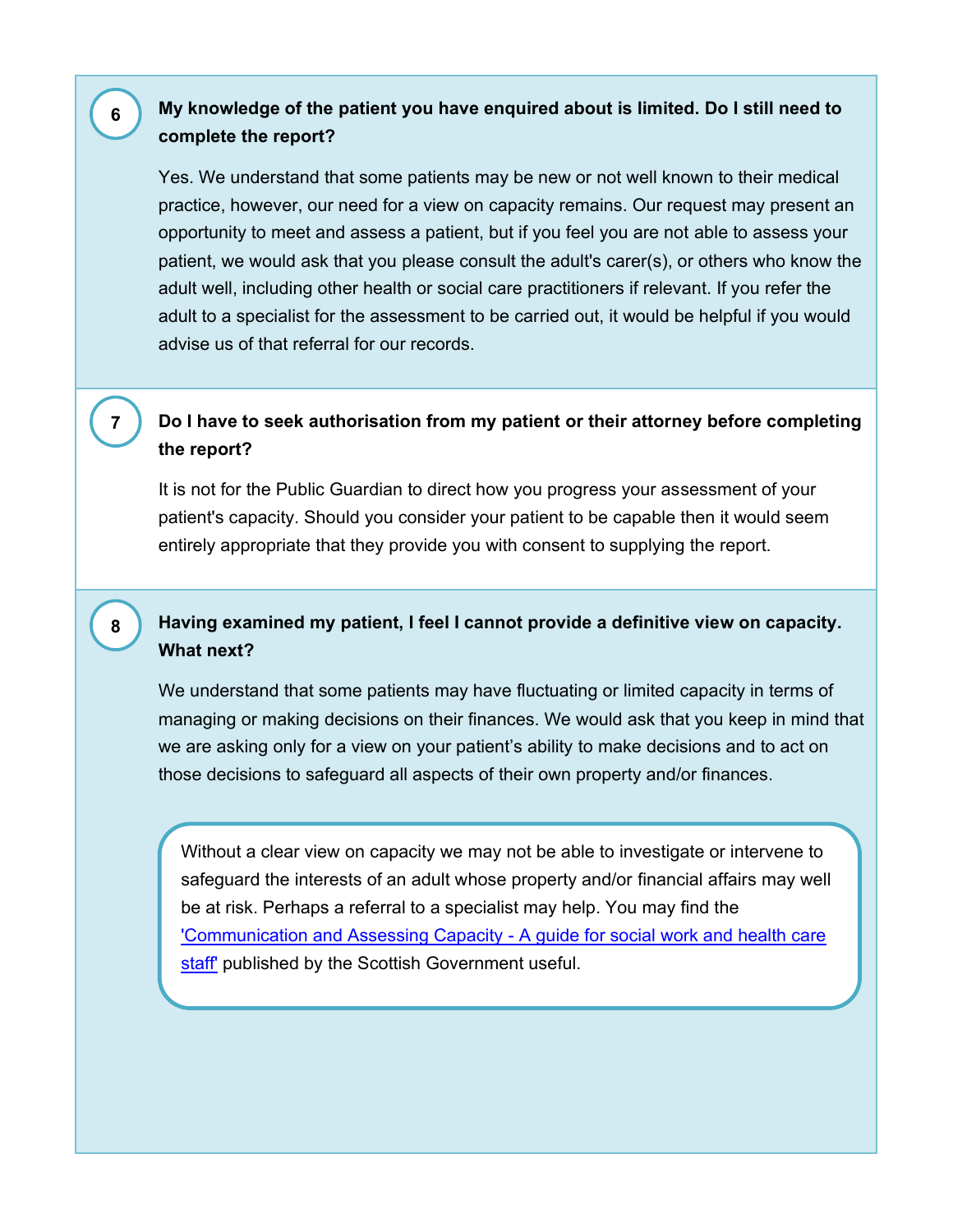### 6. My knowledge of the patient you have enquired about is limited. Do I still need to complete the report?

Yes. We understand that some patients may be new or not well known to their medical practice, however, our need for a view on capacity remains. Our request may present an opportunity to meet and assess a patient, but if you feel you are not able to assess your patient, we would ask that you please consult the adult's carer(s), or others who know the adult well, including other health or social care practitioners if relevant. If you refer the adult to a specialist for the assessment to be carried out, it would be helpful if you would advise us of that referral for our records.

### 7. Do I have to seek authorisation from my patient or their attorney before completing the report?

It is not for the Public Guardian to direct how you progress your assessment of your patient's capacity. Should you consider your patient to be capable then it would seem entirely appropriate that they provide you with consent to supplying the report.

### 8. Having examined my patient, I feel I cannot provide a definitive view on capacity. What next?

We understand that some patients may have fluctuating or limited capacity in terms of managing or making decisions on their finances. We would ask that you keep in mind that we are asking only for a view on your patient's ability to make decisions and to act on those decisions to safeguard all aspects of their own property and/or finances.

Without a clear view on capacity we may not be able to investigate or intervene to safeguard the interests of an adult whose property and/or financial affairs may well be at risk. Perhaps a referral to a specialist may help. You may find the 'Communication and Assessing Capacity - A guide for social work and health care staff' published by the Scottish Government useful.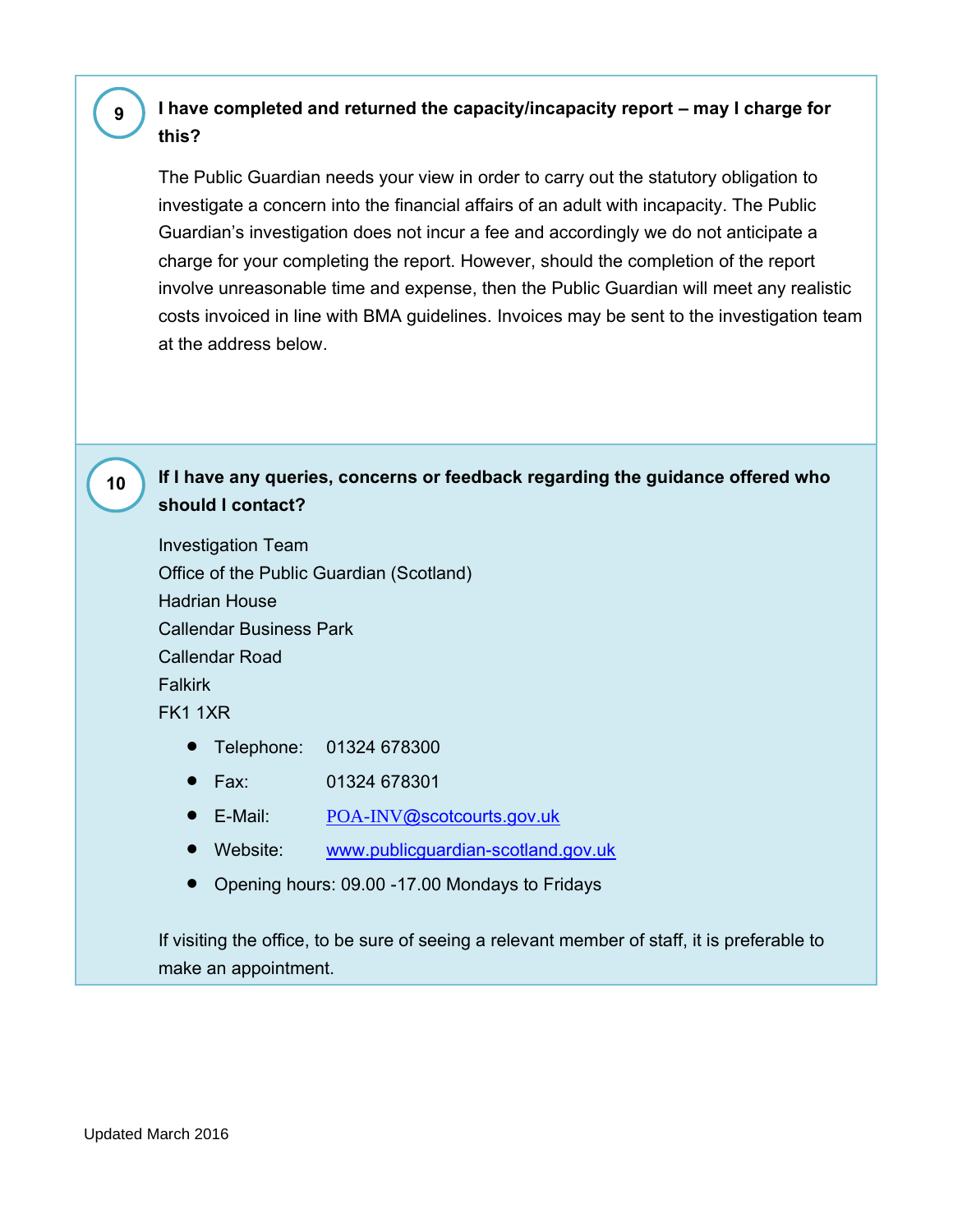## 9 I have completed and returned the capacity/incapacity report – may I charge for this?

The Public Guardian needs your view in order to carry out the statutory obligation to investigate a concern into the financial affairs of an adult with incapacity. The Public Guardian's investigation does not incur a fee and accordingly we do not anticipate a charge for your completing the report. However, should the completion of the report involve unreasonable time and expense, then the Public Guardian will meet any realistic costs invoiced in line with BMA guidelines. Invoices may be sent to the investigation team at the address below.

## 10 If I have any queries, concerns or feedback regarding the guidance offered who should I contact?

Investigation Team
Office of the Public Guardian (Scotland)
Hadrian House
Callendar Business Park
Callendar Road
Falkirk
FK1 1XR

- Telephone: 01324 678300
- Fax: 01324 678301
- E-Mail: POA-INV@scotcourts.gov.uk
- Website: www.publicguardian-scotland.gov.uk
- Opening hours: 09.00 -17.00 Mondays to Fridays

If visiting the office, to be sure of seeing a relevant member of staff, it is preferable to make an appointment.

Updated March 2016